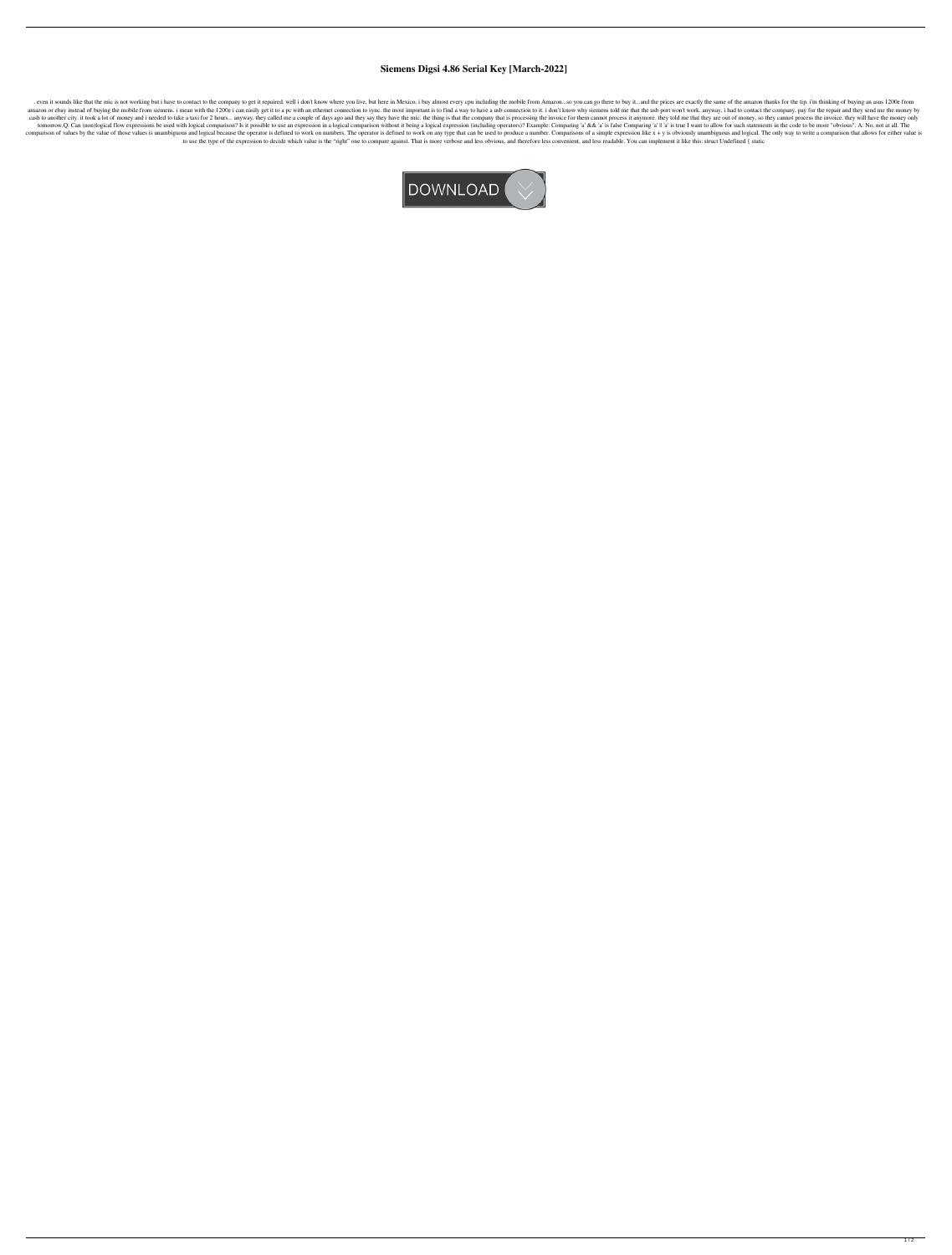# Siemens Digsi 4.86 Serial Key [March-2022]

. even it sounds like that the mic is not working but i have to contact to the company to get it repaired. well i don't know where you live, but here in Mexico, i buy almost every cpu including the mobile from Amazon...so you can go there to buy it...and the prices are exactly the same of the amazon thanks for the tip. i'm thinking of buying an asus 1200e from amazon or ebay instead of buying the mobile from siemens. i mean with the 1200e i can easily get it to a pc with an ethernet connection to sync. the most important is to find a way to have a usb connection to it. i don't know why siemens told me that the usb port won't work. anyway, i had to contact the company, pay for the repair and they send me the money by cash to another city. it took a lot of money and i needed to take a taxi for 2 hours... anyway, they called me a couple of days ago and they say they have the mic. the thing is that the company that is processing the invoice for them cannot process it anymore. they told me that they are out of money, so they cannot process the invoice. they will have the money only tomorrow.Q: Can (non)logical flow expressions be used with logical comparison? Is it possible to use an expression in a logical comparison without it being a logical expression (including operators)? Example: Comparing 'a' && 'a' is false Comparing 'a' || 'a' is true I want to allow for such statements in the code to be more "obvious". A: No, not at all. The comparison of values by the value of those values is unambiguous and logical because the operator is defined to work on numbers. The operator is defined to work on any type that can be used to produce a number. Comparisons of a simple expression like x + y is obviously unambiguous and logical. The only way to write a comparison that allows for either value is to use the type of the expression to decide which value is the "right" one to compare against. That is more verbose and less obvious, and therefore less convenient, and less readable. You can implement it like this: struct Undefined { static

DOWNLOAD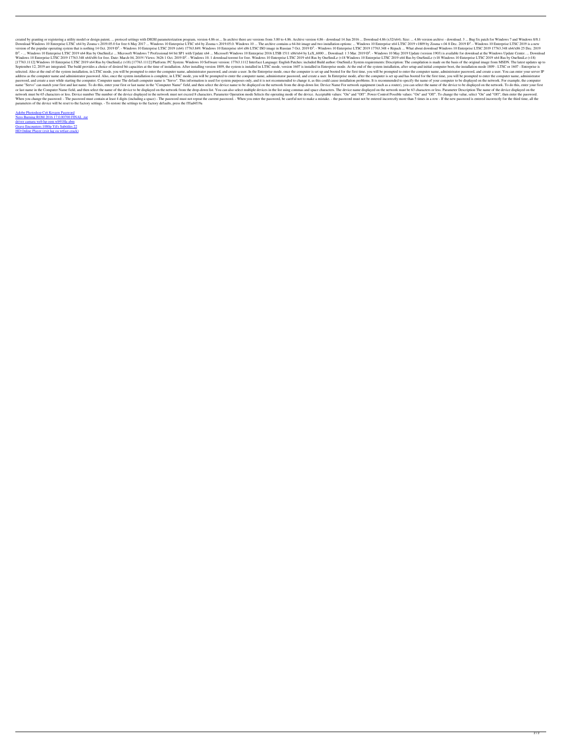created by granting or registering a utility model or design patent, ... protocol settings with DIGSI parameterization program, version 4.86 or.... In archive there are versions from 3.80 to 4.86. Archive version 4.86 - download 14 Jun 2016 ... Download 4.86 (x32/x64). Size: ... 4.86 version archive - download. 3 ... Bug fix patch for Windows 7 and Windows 8/8.1 Download Windows 10 Enterprise LTSC x64 by Zosma v.2019.05.0 for free 6 May 2017 ... Windows 10 Enterprise LTSC x64 by Zosma v.2019.05.0. Windows 10 ... The archive contains a 64-bit image and two installation options: ... Windows 10 Enterprise x64 LTSC 2019 v1809 by Zosma v.04 8 Dec. 2019 Đ³. - Windows 10 Enterprise LTSC 2019 is a new version of the popular operating system that is nothing 14 Oct. 2019 Đ³. - Windows 10 Enterprise LTSC 2019 (x64) 17763.849. Windows 10 Enterprise x64 x86 LTSC ISO image in Russian 7 Oct. 2019 Đ³. - Windows 10 Enterprise LTSC 2019 17763.348 + Repack ... What about download Windows 10 Enterprise LTSC 2019 17763.348 x64/x86 25 Dec. 2019 Đ³. - ... Windows 10 Enterprise LTSC 2019 x64 Rus by OneSmiLe ... Microsoft Windows 7 Professional 64 bit SP1 with Update x64 ... Microsoft Windows 10 Enterprise 2016 LTSB 1511 x86/x64 by LeX_6000 ... Download: 1 3 Mar. 2019 Đ³. - Windows 10 May 2019 Update (version 1903) is available for download at the Windows Update Center. ... Download Windows 10 Enterprise LTSC 2019 17763.348 x64/x86 for free. Date: March 04, 2019 | Views: 3626 1 Oct. 2019 Đ³. - Windows 10. 1 download torrent for free. Windows 10 Enterprise LTSC 2019 x64 Rus by OneSmiLe (v18 Windows 10 Enterprise LTSC 2019 x64 Rus by OneSmiLe (v18 Windows 10 Enterprise LTSC 2019 x64 Rus by OneSmiLe (v18) [17763.1112] Windows 10 Enterprise LTSC 2019 x64 Rus by OneSmiLe (v18) [17763.1112] Platform: PC System: Windows 10 Software version: 17763.1112 Interface Language: English Patches: included Build author: OneSmiLe System requirements: Description: The compilation is made on the basis of the original image from MSDN. The latest updates up to September 12, 2019 are integrated. The build provides a choice of desired bit capacities at the time of installation. After installing version 1809, the system is installed in LTSC mode, version 1607 is installed in Enterprise mode. At the end of the system installation, after setup and initial computer boot, the installation mode 1809 - LTSC or 1607 - Enterprise is selected. Also at the end of the system installation, in LTSC mode, you will be prompted to enter the computer name, administrator password, and create a user. In the Enterprise mode, once the computer is set up and booted for the first time, you will be prompted to enter the computer name, administrator password, and create a user. You can enter your server IP address as the computer name and administrator password. Also, once the system installation is complete, in LTSC mode, you will be prompted to enter the computer name, administrator password, and create a user. In Enterprise mode, after the computer is set up and has booted for the first time, you will be prompted to enter the computer name, administrator password, and create a user while starting the computer. Computer name The default computer name is "Servo". This information is used for system purposes only, and it is not recommended to change it, as this could cause installation problems. It is recommended to specify the name of your computer to be displayed on the network. For example, the computer name "Servo" can match your first and last name. To do this, enter your first or last name in the "Computer Name" field, and then select the device name to be displayed on the network from the drop-down list. Device Name For network equipment (such as a router), you can select the name of the device to be displayed on the network. To do this, enter your first or last name in the Computer Name field, and then select the name of the device to be displayed on the network from the drop-down list. You can also select multiple devices in the list using commas and space characters. The device name displayed on the network must be 63 characters or less. Parameter Description The name of the device displayed on the network must be 65 characters or less. Device number The number of the device displayed in the network must not exceed 8 characters. Parameter Operation mode Selects the operating mode of the device. Acceptable values: "On" and "Off". Power Control Possible values: "On" and "Off". To change the value, select "On" and "Off", then enter the password. When you change the password: - The password must contain at least 4 digits (including a space) - The password must not repeat the current password. - When you enter the password, be careful not to make a mistake. - the password must not be entered incorrectly more than 5 times in a row - If the new password is entered incorrectly for the third time, all the parameters of the device will be reset to the factory settings. - To restore the settings to the factory defaults, press the fffad4f19a

Adobe Photoshop Cs6 Keygen Password
Nero Burning ROM 2016 17.0.00700 FINAL .rar
driver camara web hp oem wb918la abm
Grave Encounters 1080p Yify Subtitles 22
HD Online Player (exit lag ou wtfast crack)